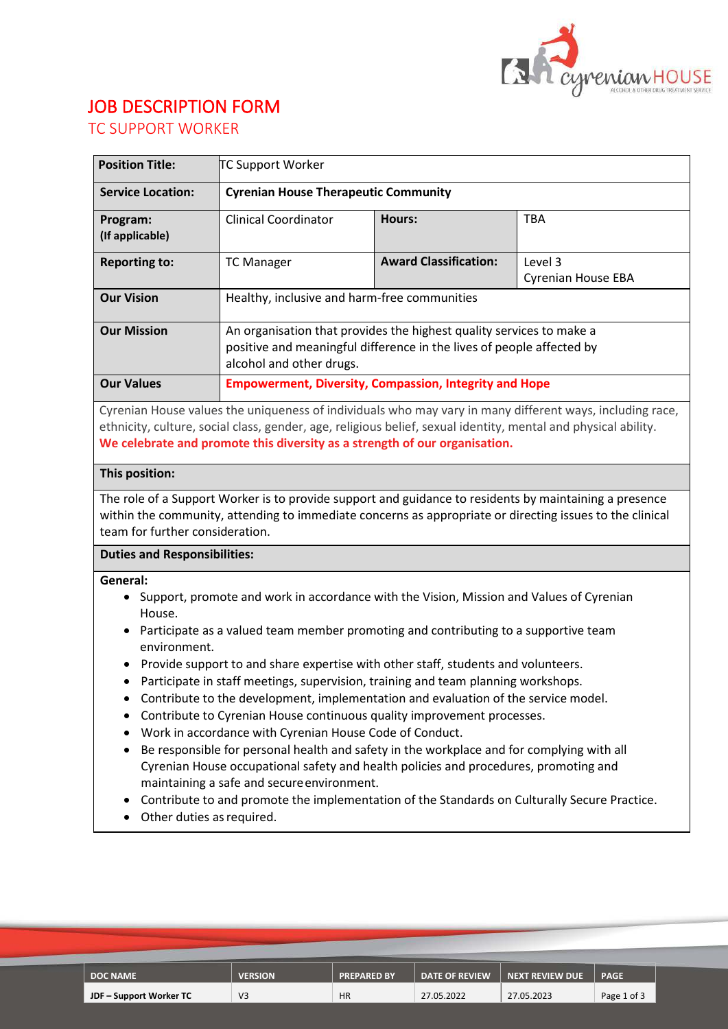# JOB DESCRIPTION FORM

## TC SUPPORT WORKER

| **Position Title:** | TC Support Worker | | |
|---|---|---|---|
| **Service Location:** | **Cyrenian House Therapeutic Community** | | |
| **Program:** **(If applicable)** | Clinical Coordinator | **Hours:** | TBA |
| **Reporting to:** | TC Manager | **Award Classification:** | Level 3 Cyrenian House EBA |
| **Our Vision** | Healthy, inclusive and harm-free communities | | |
| **Our Mission** | An organisation that provides the highest quality services to make a positive and meaningful difference in the lives of people affected by alcohol and other drugs. | | |
| **Our Values** | **Empowerment, Diversity, Compassion, Integrity and Hope** | | |

Cyrenian House values the uniqueness of individuals who may vary in many different ways, including race, ethnicity, culture, social class, gender, age, religious belief, sexual identity, mental and physical ability. **We celebrate and promote this diversity as a strength of our organisation.**

**This position:**

The role of a Support Worker is to provide support and guidance to residents by maintaining a presence within the community, attending to immediate concerns as appropriate or directing issues to the clinical team for further consideration.

**Duties and Responsibilities:**

**General:**

- Support, promote and work in accordance with the Vision, Mission and Values of Cyrenian House.
- Participate as a valued team member promoting and contributing to a supportive team environment.
- Provide support to and share expertise with other staff, students and volunteers.
- Participate in staff meetings, supervision, training and team planning workshops.
- Contribute to the development, implementation and evaluation of the service model.
- Contribute to Cyrenian House continuous quality improvement processes.
- Work in accordance with Cyrenian House Code of Conduct.
- Be responsible for personal health and safety in the workplace and for complying with all Cyrenian House occupational safety and health policies and procedures, promoting and maintaining a safe and secure environment.
- Contribute to and promote the implementation of the Standards on Culturally Secure Practice.
- Other duties as required.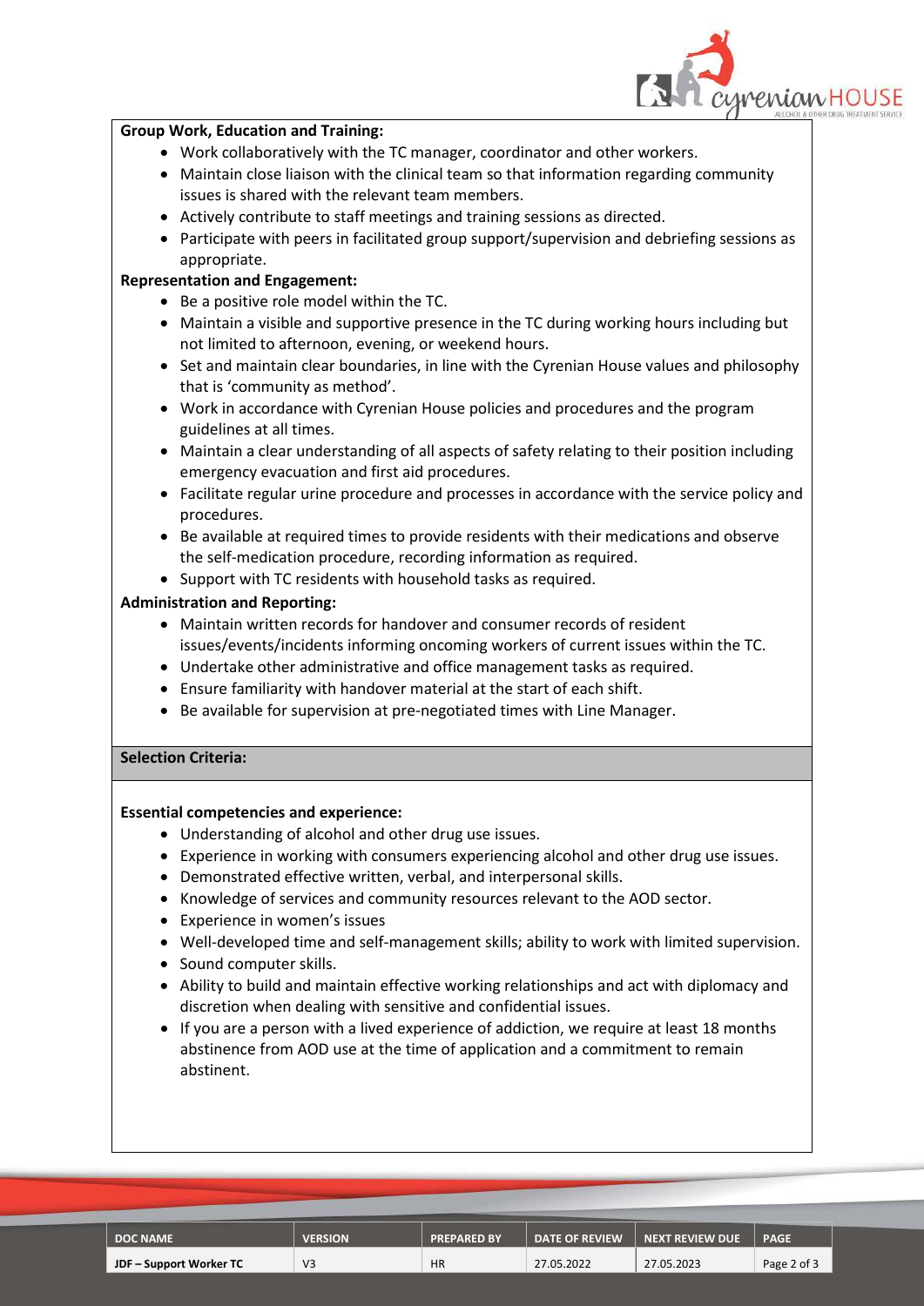**Group Work, Education and Training:**

- Work collaboratively with the TC manager, coordinator and other workers.
- Maintain close liaison with the clinical team so that information regarding community issues is shared with the relevant team members.
- Actively contribute to staff meetings and training sessions as directed.
- Participate with peers in facilitated group support/supervision and debriefing sessions as appropriate.

**Representation and Engagement:**

- Be a positive role model within the TC.
- Maintain a visible and supportive presence in the TC during working hours including but not limited to afternoon, evening, or weekend hours.
- Set and maintain clear boundaries, in line with the Cyrenian House values and philosophy that is 'community as method'.
- Work in accordance with Cyrenian House policies and procedures and the program guidelines at all times.
- Maintain a clear understanding of all aspects of safety relating to their position including emergency evacuation and first aid procedures.
- Facilitate regular urine procedure and processes in accordance with the service policy and procedures.
- Be available at required times to provide residents with their medications and observe the self-medication procedure, recording information as required.
- Support with TC residents with household tasks as required.

**Administration and Reporting:**

- Maintain written records for handover and consumer records of resident issues/events/incidents informing oncoming workers of current issues within the TC.
- Undertake other administrative and office management tasks as required.
- Ensure familiarity with handover material at the start of each shift.
- Be available for supervision at pre-negotiated times with Line Manager.

**Selection Criteria:**

**Essential competencies and experience:**

- Understanding of alcohol and other drug use issues.
- Experience in working with consumers experiencing alcohol and other drug use issues.
- Demonstrated effective written, verbal, and interpersonal skills.
- Knowledge of services and community resources relevant to the AOD sector.
- Experience in women's issues
- Well-developed time and self-management skills; ability to work with limited supervision.
- Sound computer skills.
- Ability to build and maintain effective working relationships and act with diplomacy and discretion when dealing with sensitive and confidential issues.
- If you are a person with a lived experience of addiction, we require at least 18 months abstinence from AOD use at the time of application and a commitment to remain abstinent.

| DOC NAME | VERSION | PREPARED BY | DATE OF REVIEW | NEXT REVIEW DUE | PAGE |
|---|---|---|---|---|---|
| JDF – Support Worker TC | V3 | HR | 27.05.2022 | 27.05.2023 | Page 2 of 3 |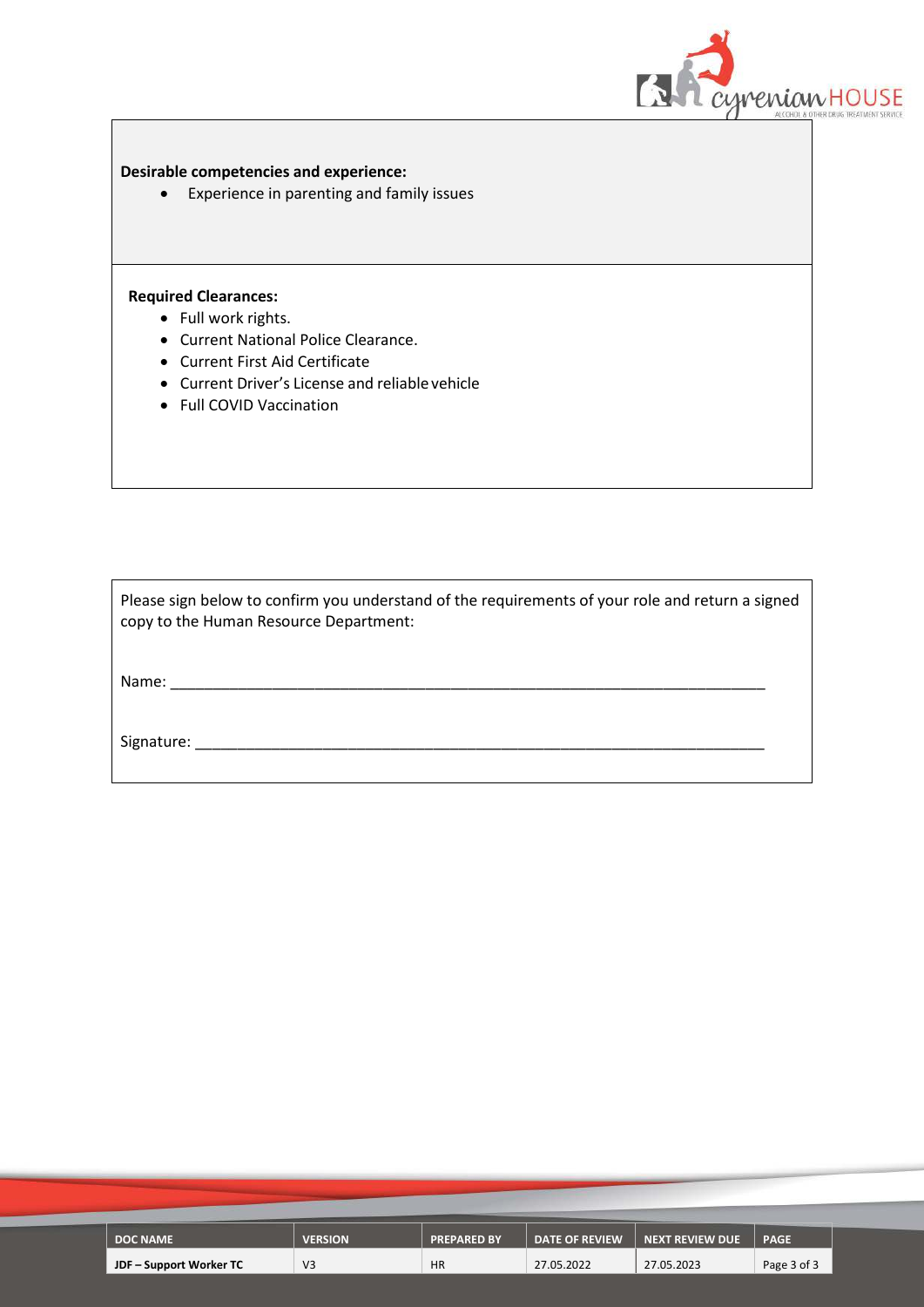**Desirable competencies and experience:**

- Experience in parenting and family issues

**Required Clearances:**

- Full work rights.
- Current National Police Clearance.
- Current First Aid Certificate
- Current Driver's License and reliable vehicle
- Full COVID Vaccination

Please sign below to confirm you understand of the requirements of your role and return a signed copy to the Human Resource Department:

Name: ______________________________________________________________________

Signature: ___________________________________________________________________